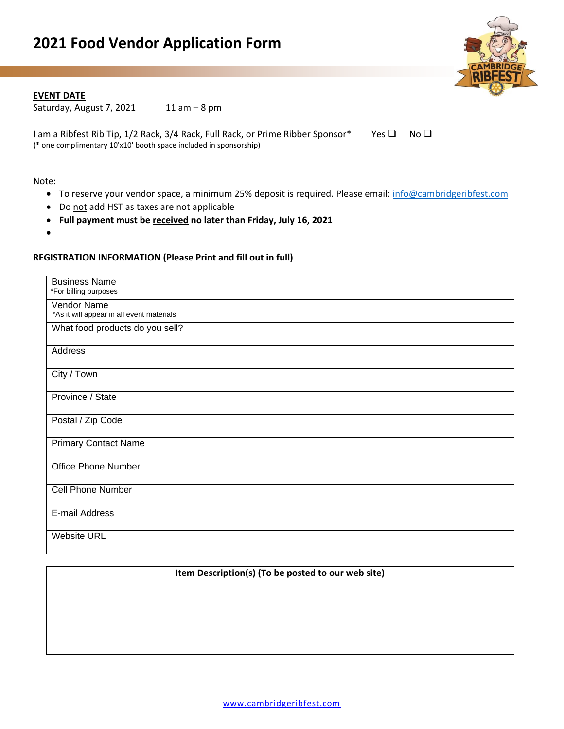# 2021 Food Vendor Application Form

**EVENT DATE**

Saturday, August 7, 2021 11 am – 8 pm

I am a Ribfest Rib Tip, 1/2 Rack, 3/4 Rack, Full Rack, or Prime Ribber Sponsor* Yes ❑ No ❑
(* one complimentary 10'x10' booth space included in sponsorship)

Note:

- To reserve your vendor space, a minimum 25% deposit is required. Please email: info@cambridgeribfest.com
- Do not add HST as taxes are not applicable
- **Full payment must be received no later than Friday, July 16, 2021**

**REGISTRATION INFORMATION (Please Print and fill out in full)**

| | |
|---|---|
| Business Name<br>*For billing purposes | |
| Vendor Name<br>*As it will appear in all event materials | |
| What food products do you sell? | |
| Address | |
| City / Town | |
| Province / State | |
| Postal / Zip Code | |
| Primary Contact Name | |
| Office Phone Number | |
| Cell Phone Number | |
| E-mail Address | |
| Website URL | |

| **Item Description(s) (To be posted to our web site)** |
|---|
| |

www.cambridgeribfest.com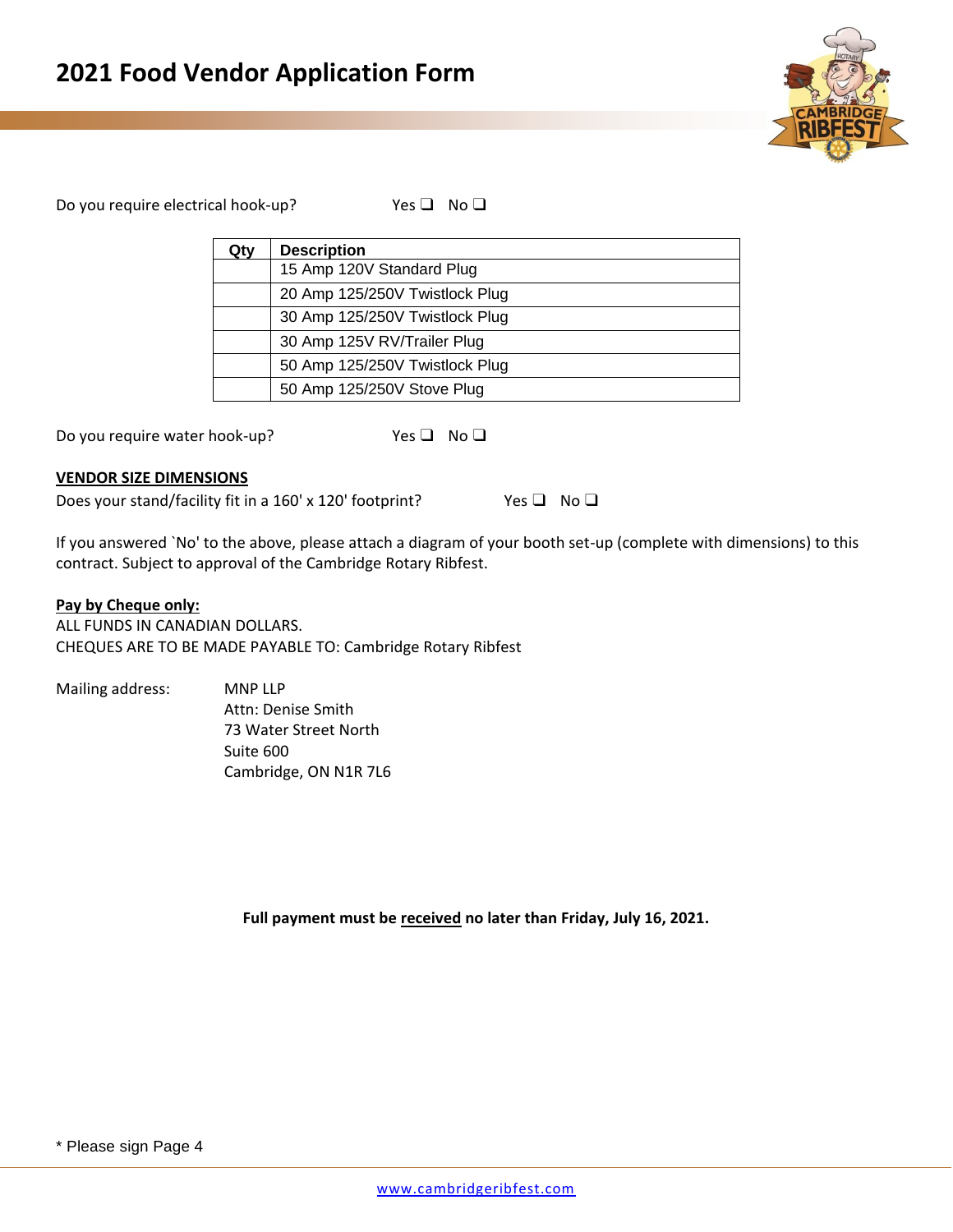# 2021 Food Vendor Application Form

Do you require electrical hook-up? Yes ❑ No ❑

| Qty | Description |
|---|---|
| | 15 Amp 120V Standard Plug |
| | 20 Amp 125/250V Twistlock Plug |
| | 30 Amp 125/250V Twistlock Plug |
| | 30 Amp 125V RV/Trailer Plug |
| | 50 Amp 125/250V Twistlock Plug |
| | 50 Amp 125/250V Stove Plug |

Do you require water hook-up? Yes ❑ No ❑

**VENDOR SIZE DIMENSIONS**

Does your stand/facility fit in a 160' x 120' footprint? Yes ❑ No ❑

If you answered `No' to the above, please attach a diagram of your booth set-up (complete with dimensions) to this contract. Subject to approval of the Cambridge Rotary Ribfest.

**Pay by Cheque only:**

ALL FUNDS IN CANADIAN DOLLARS.
CHEQUES ARE TO BE MADE PAYABLE TO: Cambridge Rotary Ribfest

Mailing address:
MNP LLP
Attn: Denise Smith
73 Water Street North
Suite 600
Cambridge, ON N1R 7L6

**Full payment must be received no later than Friday, July 16, 2021.**

* Please sign Page 4

www.cambridgeribfest.com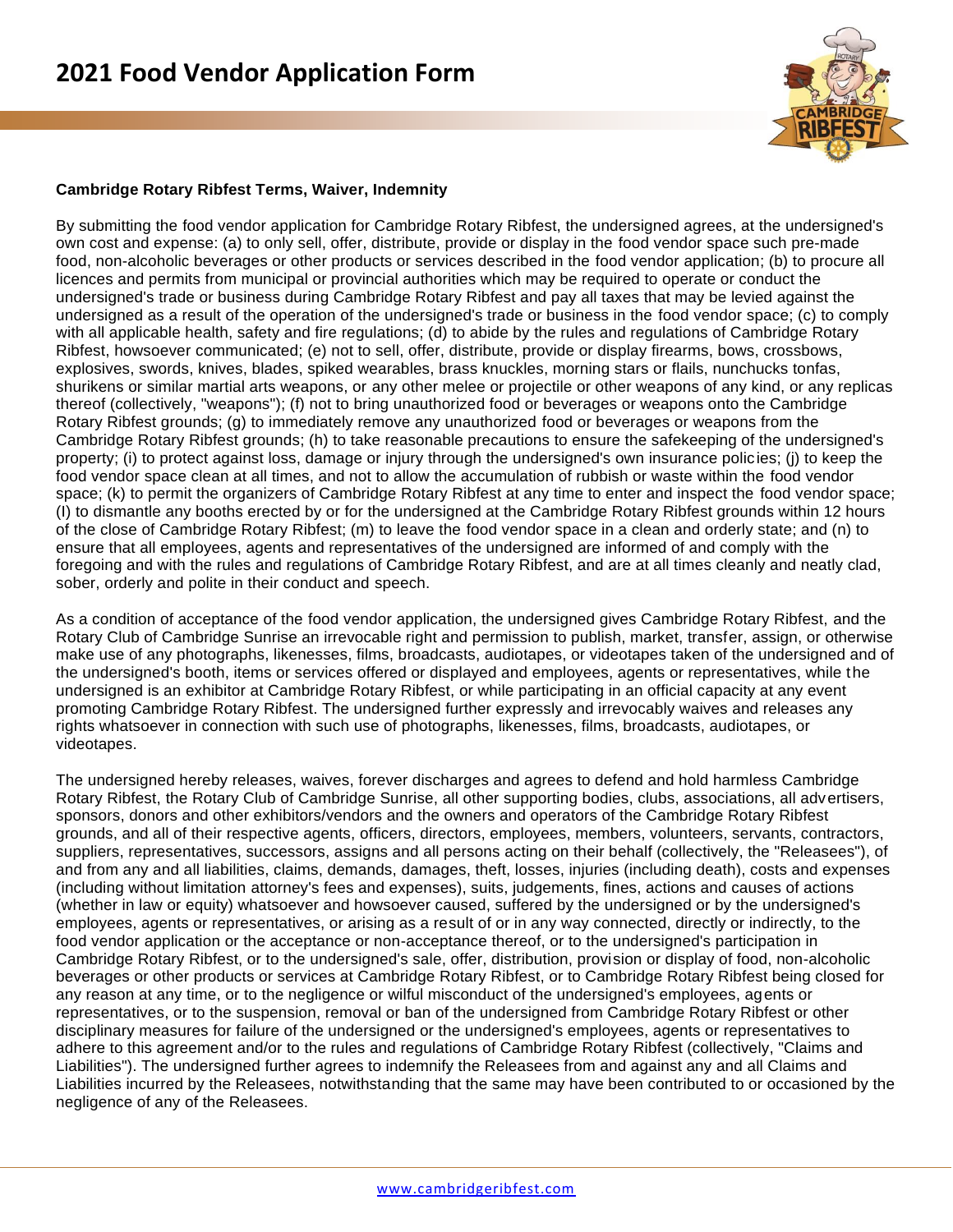# 2021 Food Vendor Application Form

**Cambridge Rotary Ribfest Terms, Waiver, Indemnity**

By submitting the food vendor application for Cambridge Rotary Ribfest, the undersigned agrees, at the undersigned's own cost and expense: (a) to only sell, offer, distribute, provide or display in the food vendor space such pre-made food, non-alcoholic beverages or other products or services described in the food vendor application; (b) to procure all licences and permits from municipal or provincial authorities which may be required to operate or conduct the undersigned's trade or business during Cambridge Rotary Ribfest and pay all taxes that may be levied against the undersigned as a result of the operation of the undersigned's trade or business in the food vendor space; (c) to comply with all applicable health, safety and fire regulations; (d) to abide by the rules and regulations of Cambridge Rotary Ribfest, howsoever communicated; (e) not to sell, offer, distribute, provide or display firearms, bows, crossbows, explosives, swords, knives, blades, spiked wearables, brass knuckles, morning stars or flails, nunchucks tonfas, shurikens or similar martial arts weapons, or any other melee or projectile or other weapons of any kind, or any replicas thereof (collectively, "weapons"); (f) not to bring unauthorized food or beverages or weapons onto the Cambridge Rotary Ribfest grounds; (g) to immediately remove any unauthorized food or beverages or weapons from the Cambridge Rotary Ribfest grounds; (h) to take reasonable precautions to ensure the safekeeping of the undersigned's property; (i) to protect against loss, damage or injury through the undersigned's own insurance policies; (j) to keep the food vendor space clean at all times, and not to allow the accumulation of rubbish or waste within the food vendor space; (k) to permit the organizers of Cambridge Rotary Ribfest at any time to enter and inspect the food vendor space; (I) to dismantle any booths erected by or for the undersigned at the Cambridge Rotary Ribfest grounds within 12 hours of the close of Cambridge Rotary Ribfest; (m) to leave the food vendor space in a clean and orderly state; and (n) to ensure that all employees, agents and representatives of the undersigned are informed of and comply with the foregoing and with the rules and regulations of Cambridge Rotary Ribfest, and are at all times cleanly and neatly clad, sober, orderly and polite in their conduct and speech.

As a condition of acceptance of the food vendor application, the undersigned gives Cambridge Rotary Ribfest, and the Rotary Club of Cambridge Sunrise an irrevocable right and permission to publish, market, transfer, assign, or otherwise make use of any photographs, likenesses, films, broadcasts, audiotapes, or videotapes taken of the undersigned and of the undersigned's booth, items or services offered or displayed and employees, agents or representatives, while the undersigned is an exhibitor at Cambridge Rotary Ribfest, or while participating in an official capacity at any event promoting Cambridge Rotary Ribfest. The undersigned further expressly and irrevocably waives and releases any rights whatsoever in connection with such use of photographs, likenesses, films, broadcasts, audiotapes, or videotapes.

The undersigned hereby releases, waives, forever discharges and agrees to defend and hold harmless Cambridge Rotary Ribfest, the Rotary Club of Cambridge Sunrise, all other supporting bodies, clubs, associations, all advertisers, sponsors, donors and other exhibitors/vendors and the owners and operators of the Cambridge Rotary Ribfest grounds, and all of their respective agents, officers, directors, employees, members, volunteers, servants, contractors, suppliers, representatives, successors, assigns and all persons acting on their behalf (collectively, the "Releasees"), of and from any and all liabilities, claims, demands, damages, theft, losses, injuries (including death), costs and expenses (including without limitation attorney's fees and expenses), suits, judgements, fines, actions and causes of actions (whether in law or equity) whatsoever and howsoever caused, suffered by the undersigned or by the undersigned's employees, agents or representatives, or arising as a result of or in any way connected, directly or indirectly, to the food vendor application or the acceptance or non-acceptance thereof, or to the undersigned's participation in Cambridge Rotary Ribfest, or to the undersigned's sale, offer, distribution, provision or display of food, non-alcoholic beverages or other products or services at Cambridge Rotary Ribfest, or to Cambridge Rotary Ribfest being closed for any reason at any time, or to the negligence or wilful misconduct of the undersigned's employees, agents or representatives, or to the suspension, removal or ban of the undersigned from Cambridge Rotary Ribfest or other disciplinary measures for failure of the undersigned or the undersigned's employees, agents or representatives to adhere to this agreement and/or to the rules and regulations of Cambridge Rotary Ribfest (collectively, "Claims and Liabilities"). The undersigned further agrees to indemnify the Releasees from and against any and all Claims and Liabilities incurred by the Releasees, notwithstanding that the same may have been contributed to or occasioned by the negligence of any of the Releasees.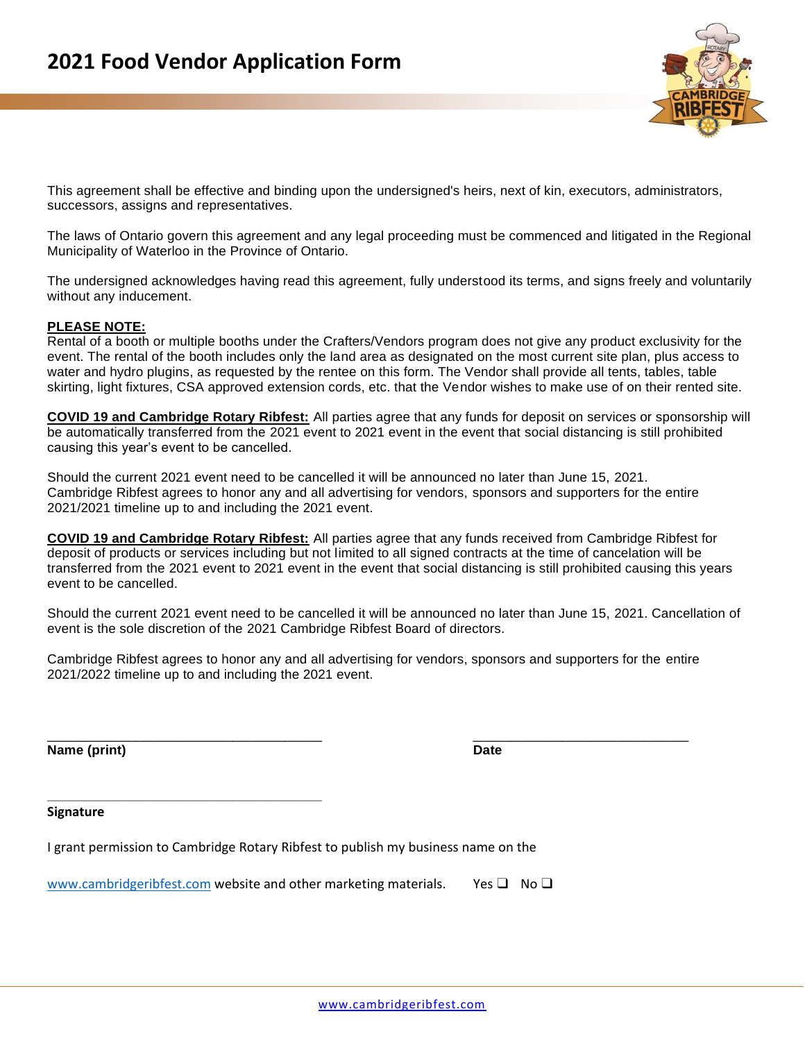# 2021 Food Vendor Application Form

This agreement shall be effective and binding upon the undersigned's heirs, next of kin, executors, administrators, successors, assigns and representatives.

The laws of Ontario govern this agreement and any legal proceeding must be commenced and litigated in the Regional Municipality of Waterloo in the Province of Ontario.

The undersigned acknowledges having read this agreement, fully understood its terms, and signs freely and voluntarily without any inducement.

**PLEASE NOTE:**
Rental of a booth or multiple booths under the Crafters/Vendors program does not give any product exclusivity for the event. The rental of the booth includes only the land area as designated on the most current site plan, plus access to water and hydro plugins, as requested by the rentee on this form. The Vendor shall provide all tents, tables, table skirting, light fixtures, CSA approved extension cords, etc. that the Vendor wishes to make use of on their rented site.

**COVID 19 and Cambridge Rotary Ribfest:** All parties agree that any funds for deposit on services or sponsorship will be automatically transferred from the 2021 event to 2021 event in the event that social distancing is still prohibited causing this year's event to be cancelled.

Should the current 2021 event need to be cancelled it will be announced no later than June 15, 2021. Cambridge Ribfest agrees to honor any and all advertising for vendors, sponsors and supporters for the entire 2021/2021 timeline up to and including the 2021 event.

**COVID 19 and Cambridge Rotary Ribfest:** All parties agree that any funds received from Cambridge Ribfest for deposit of products or services including but not limited to all signed contracts at the time of cancelation will be transferred from the 2021 event to 2021 event in the event that social distancing is still prohibited causing this years event to be cancelled.

Should the current 2021 event need to be cancelled it will be announced no later than June 15, 2021. Cancellation of event is the sole discretion of the 2021 Cambridge Ribfest Board of directors.

Cambridge Ribfest agrees to honor any and all advertising for vendors, sponsors and supporters for the entire 2021/2022 timeline up to and including the 2021 event.

______________________________________ ______________________________

**Name (print)** **Date**

______________________________________

**Signature**

I grant permission to Cambridge Rotary Ribfest to publish my business name on the

www.cambridgeribfest.com website and other marketing materials. Yes ❑ No ❑